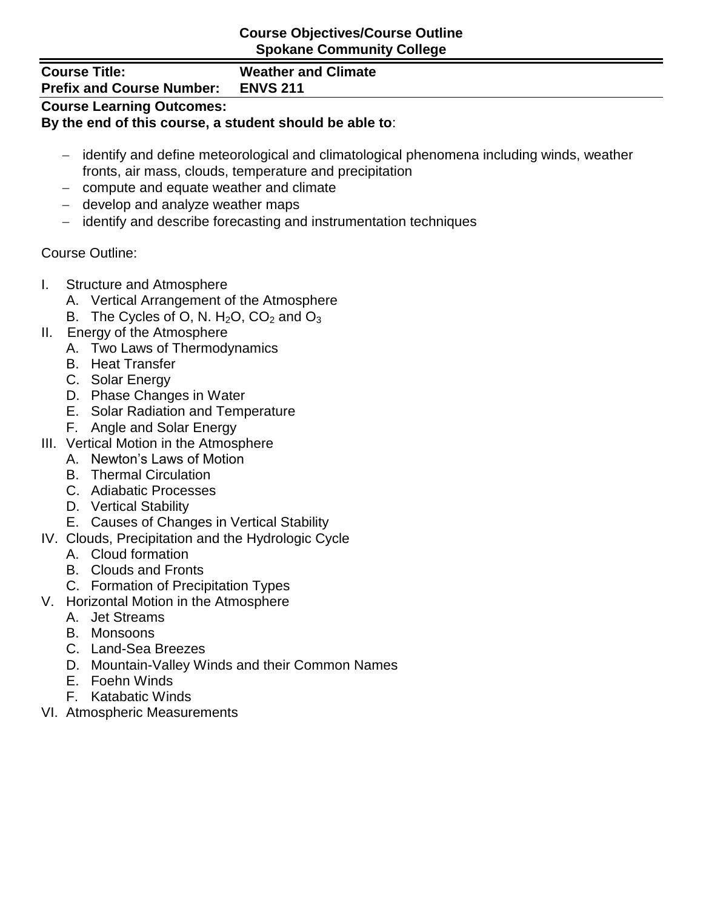**Course Objectives/Course Outline**
**Spokane Community College**

**Course Title:** **Weather and Climate**
**Prefix and Course Number:** **ENVS 211**

**Course Learning Outcomes:**
**By the end of this course, a student should be able to**:

- identify and define meteorological and climatological phenomena including winds, weather fronts, air mass, clouds, temperature and precipitation
- compute and equate weather and climate
- develop and analyze weather maps
- identify and describe forecasting and instrumentation techniques

Course Outline:

I. Structure and Atmosphere
   A. Vertical Arrangement of the Atmosphere
   B. The Cycles of O, N. $H_2O$, $CO_2$ and $O_3$
II. Energy of the Atmosphere
   A. Two Laws of Thermodynamics
   B. Heat Transfer
   C. Solar Energy
   D. Phase Changes in Water
   E. Solar Radiation and Temperature
   F. Angle and Solar Energy
III. Vertical Motion in the Atmosphere
   A. Newton's Laws of Motion
   B. Thermal Circulation
   C. Adiabatic Processes
   D. Vertical Stability
   E. Causes of Changes in Vertical Stability
IV. Clouds, Precipitation and the Hydrologic Cycle
   A. Cloud formation
   B. Clouds and Fronts
   C. Formation of Precipitation Types
V. Horizontal Motion in the Atmosphere
   A. Jet Streams
   B. Monsoons
   C. Land-Sea Breezes
   D. Mountain-Valley Winds and their Common Names
   E. Foehn Winds
   F. Katabatic Winds
VI. Atmospheric Measurements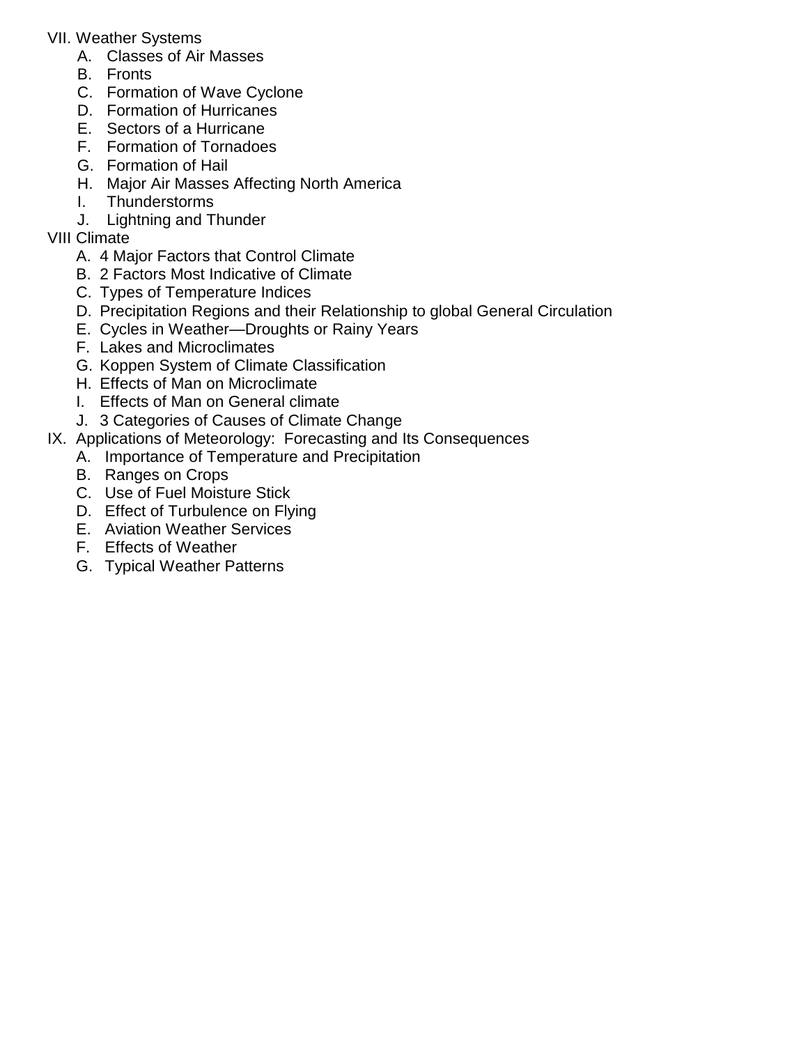VII. Weather Systems

A. Classes of Air Masses
B. Fronts
C. Formation of Wave Cyclone
D. Formation of Hurricanes
E. Sectors of a Hurricane
F. Formation of Tornadoes
G. Formation of Hail
H. Major Air Masses Affecting North America
I. Thunderstorms
J. Lightning and Thunder

VIII Climate

A. 4 Major Factors that Control Climate
B. 2 Factors Most Indicative of Climate
C. Types of Temperature Indices
D. Precipitation Regions and their Relationship to global General Circulation
E. Cycles in Weather—Droughts or Rainy Years
F. Lakes and Microclimates
G. Koppen System of Climate Classification
H. Effects of Man on Microclimate
I. Effects of Man on General climate
J. 3 Categories of Causes of Climate Change

IX. Applications of Meteorology: Forecasting and Its Consequences

A. Importance of Temperature and Precipitation
B. Ranges on Crops
C. Use of Fuel Moisture Stick
D. Effect of Turbulence on Flying
E. Aviation Weather Services
F. Effects of Weather
G. Typical Weather Patterns